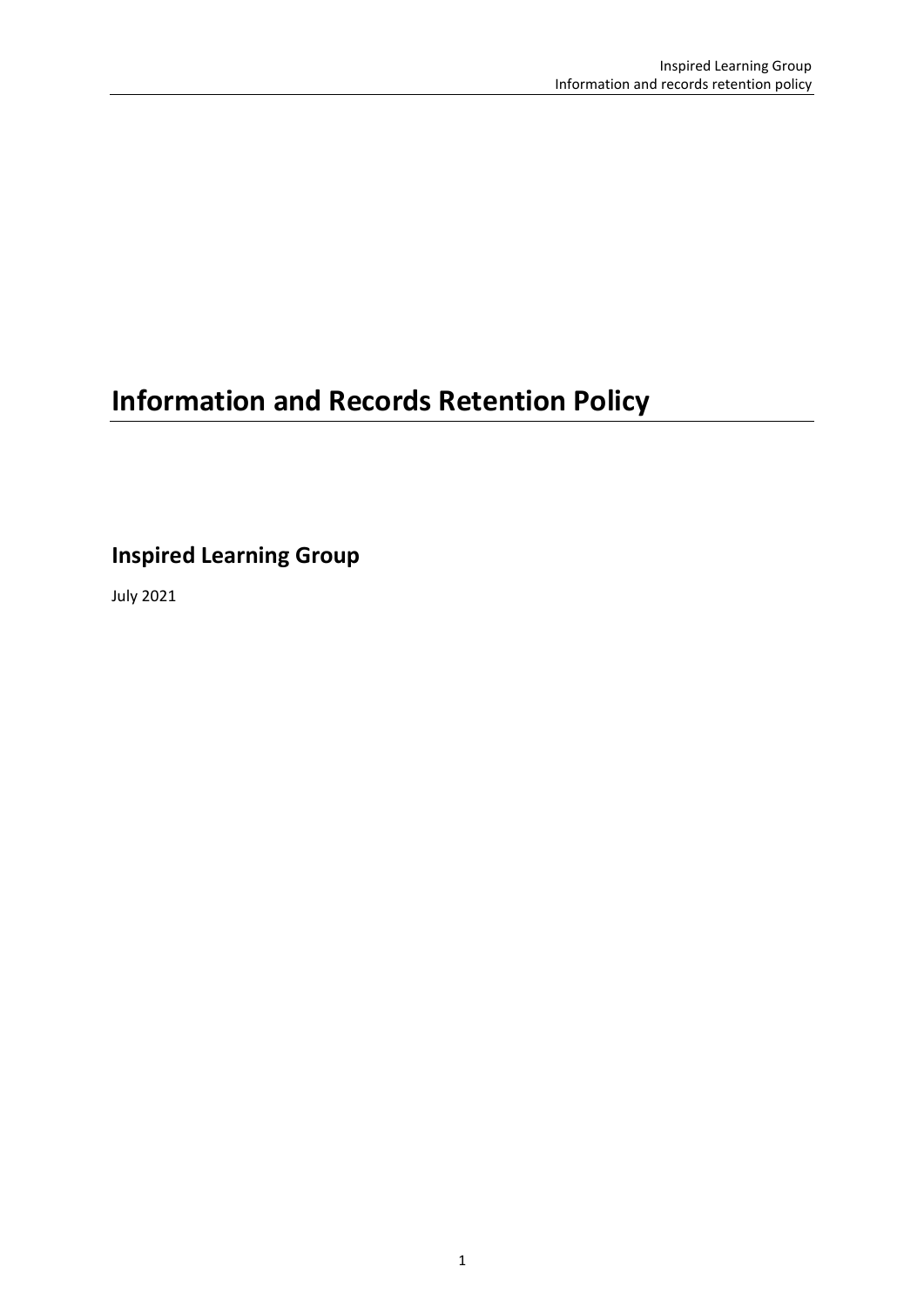# Information and Records Retention Policy

## Inspired Learning Group

July 2021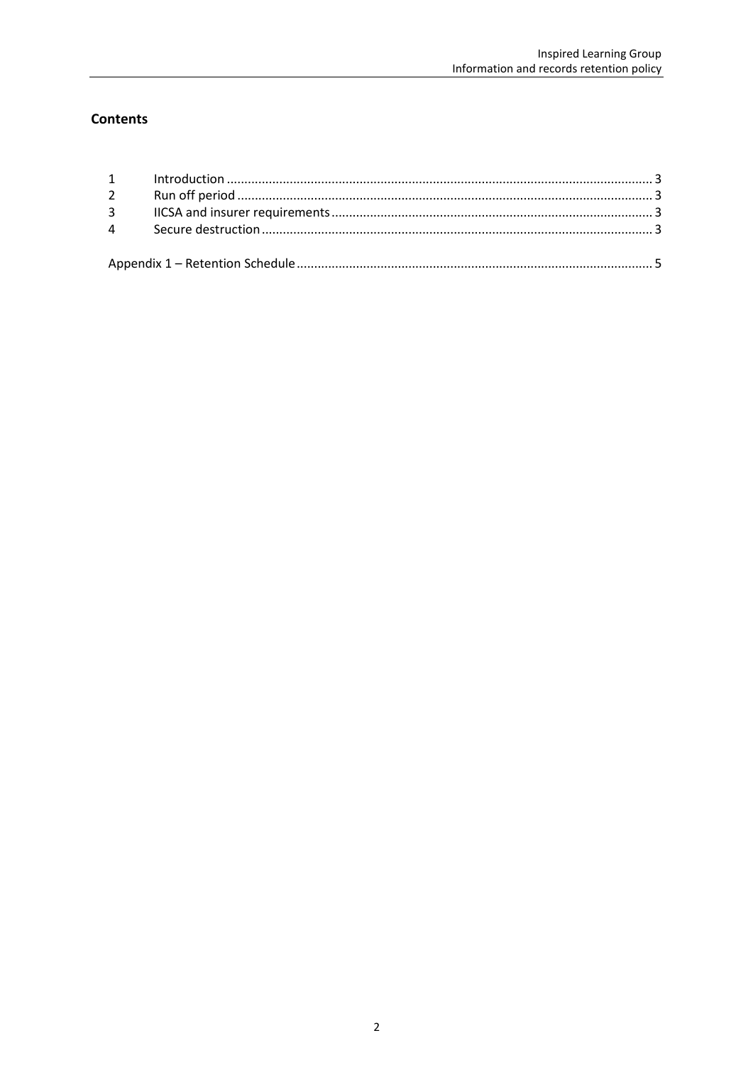## Contents

| | | |
|---|---|---|
| 1 | Introduction | 3 |
| 2 | Run off period | 3 |
| 3 | IICSA and insurer requirements | 3 |
| 4 | Secure destruction | 3 |

Appendix 1 – Retention Schedule ........ 5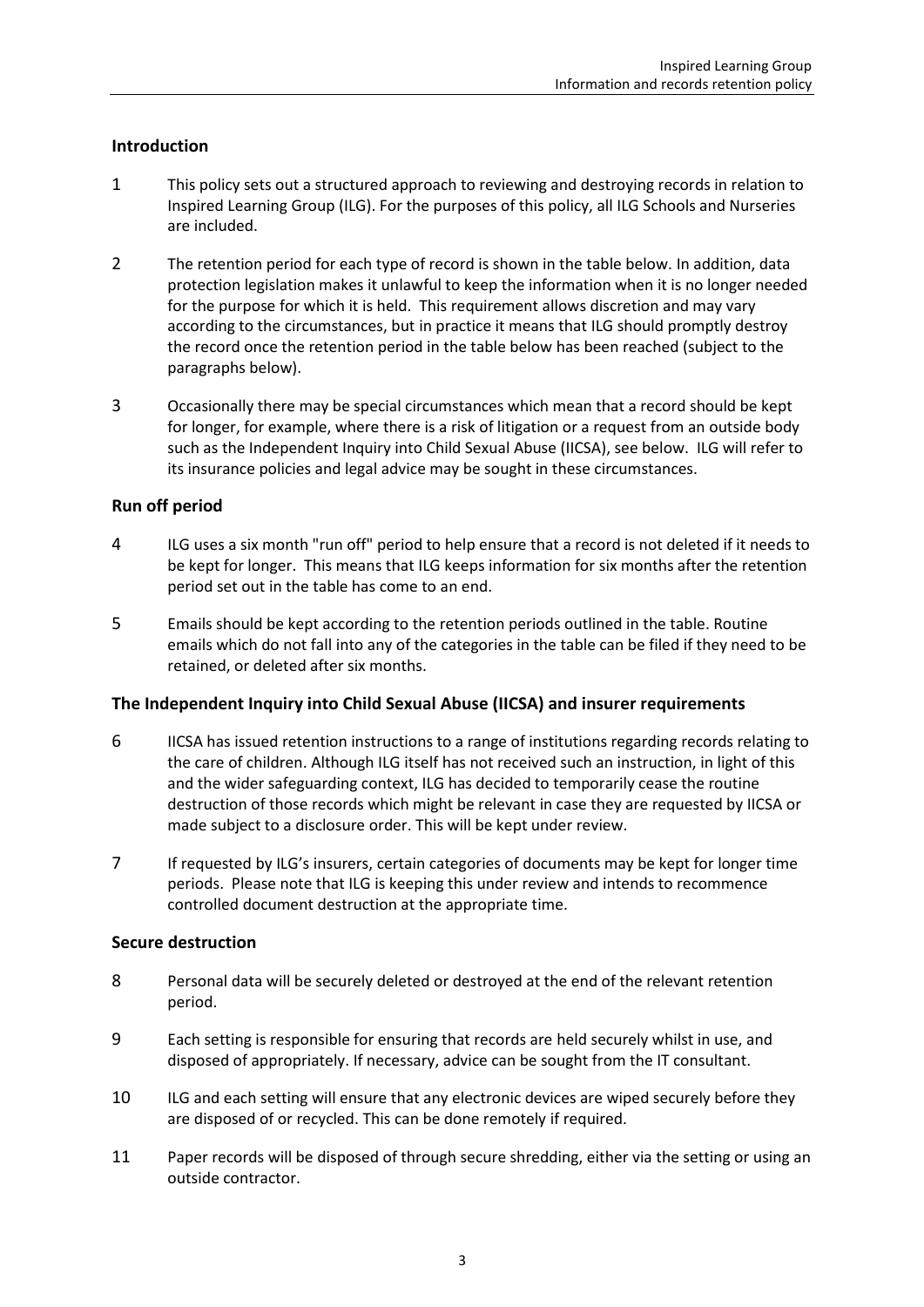## Introduction

1 This policy sets out a structured approach to reviewing and destroying records in relation to Inspired Learning Group (ILG). For the purposes of this policy, all ILG Schools and Nurseries are included.

2 The retention period for each type of record is shown in the table below. In addition, data protection legislation makes it unlawful to keep the information when it is no longer needed for the purpose for which it is held. This requirement allows discretion and may vary according to the circumstances, but in practice it means that ILG should promptly destroy the record once the retention period in the table below has been reached (subject to the paragraphs below).

3 Occasionally there may be special circumstances which mean that a record should be kept for longer, for example, where there is a risk of litigation or a request from an outside body such as the Independent Inquiry into Child Sexual Abuse (IICSA), see below. ILG will refer to its insurance policies and legal advice may be sought in these circumstances.

## Run off period

4 ILG uses a six month "run off" period to help ensure that a record is not deleted if it needs to be kept for longer. This means that ILG keeps information for six months after the retention period set out in the table has come to an end.

5 Emails should be kept according to the retention periods outlined in the table. Routine emails which do not fall into any of the categories in the table can be filed if they need to be retained, or deleted after six months.

## The Independent Inquiry into Child Sexual Abuse (IICSA) and insurer requirements

6 IICSA has issued retention instructions to a range of institutions regarding records relating to the care of children. Although ILG itself has not received such an instruction, in light of this and the wider safeguarding context, ILG has decided to temporarily cease the routine destruction of those records which might be relevant in case they are requested by IICSA or made subject to a disclosure order. This will be kept under review.

7 If requested by ILG's insurers, certain categories of documents may be kept for longer time periods. Please note that ILG is keeping this under review and intends to recommence controlled document destruction at the appropriate time.

## Secure destruction

8 Personal data will be securely deleted or destroyed at the end of the relevant retention period.

9 Each setting is responsible for ensuring that records are held securely whilst in use, and disposed of appropriately. If necessary, advice can be sought from the IT consultant.

10 ILG and each setting will ensure that any electronic devices are wiped securely before they are disposed of or recycled. This can be done remotely if required.

11 Paper records will be disposed of through secure shredding, either via the setting or using an outside contractor.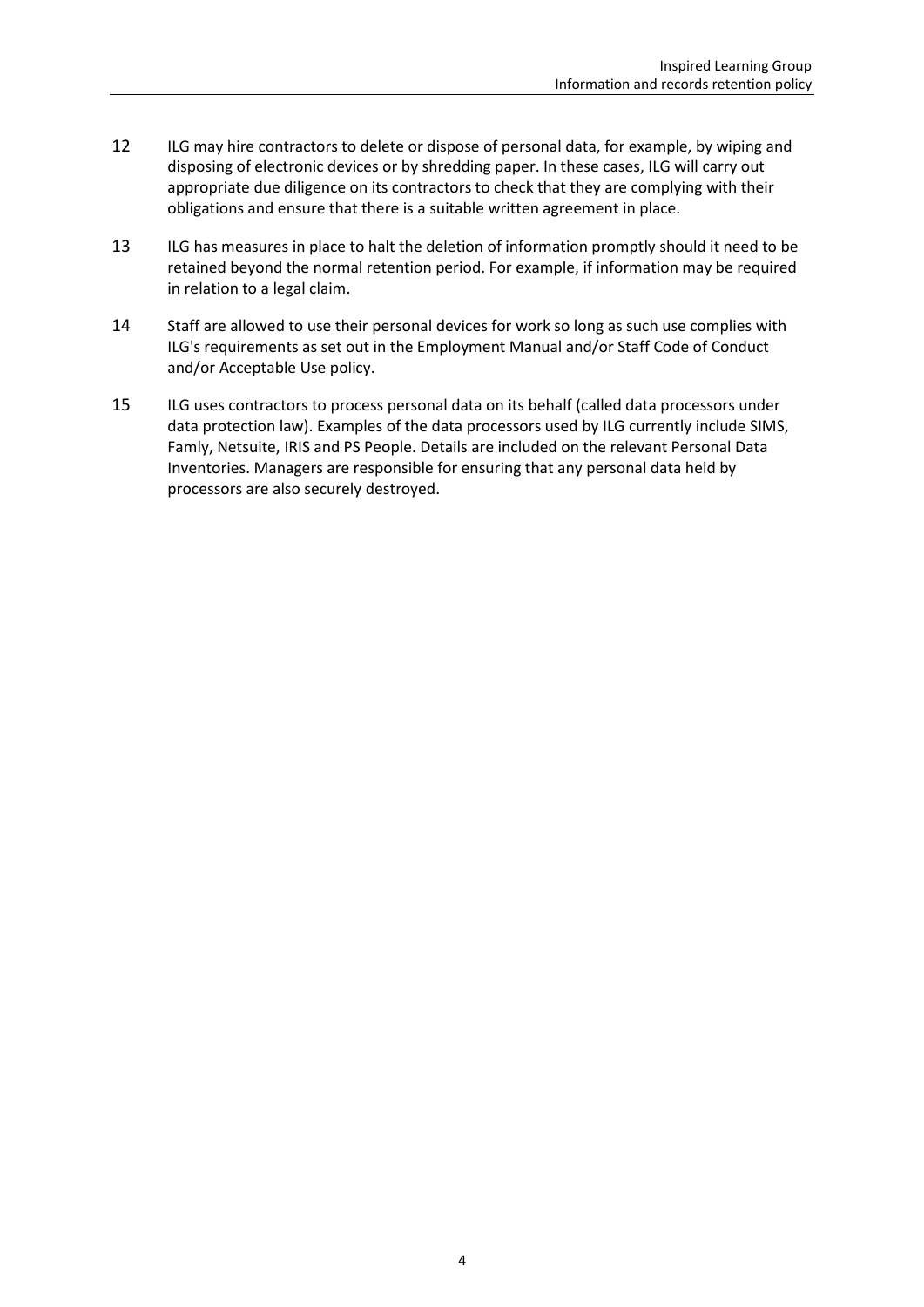12 ILG may hire contractors to delete or dispose of personal data, for example, by wiping and disposing of electronic devices or by shredding paper. In these cases, ILG will carry out appropriate due diligence on its contractors to check that they are complying with their obligations and ensure that there is a suitable written agreement in place.

13 ILG has measures in place to halt the deletion of information promptly should it need to be retained beyond the normal retention period. For example, if information may be required in relation to a legal claim.

14 Staff are allowed to use their personal devices for work so long as such use complies with ILG's requirements as set out in the Employment Manual and/or Staff Code of Conduct and/or Acceptable Use policy.

15 ILG uses contractors to process personal data on its behalf (called data processors under data protection law). Examples of the data processors used by ILG currently include SIMS, Famly, Netsuite, IRIS and PS People. Details are included on the relevant Personal Data Inventories. Managers are responsible for ensuring that any personal data held by processors are also securely destroyed.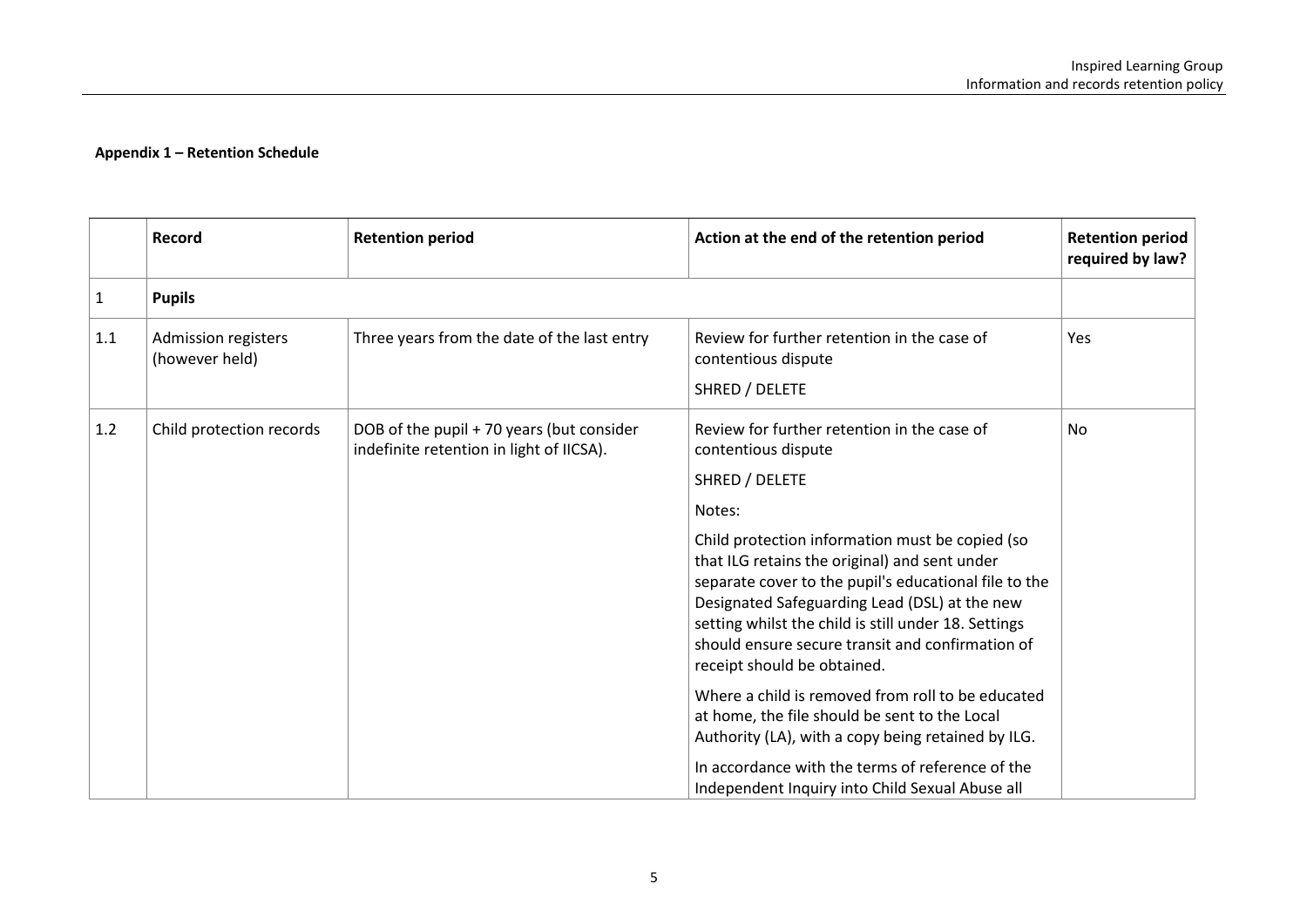**Appendix 1 – Retention Schedule**

| | Record | Retention period | Action at the end of the retention period | Retention period required by law? |
|---|---|---|---|---|
| 1 | **Pupils** | | | |
| 1.1 | Admission registers (however held) | Three years from the date of the last entry | Review for further retention in the case of contentious dispute<br><br>SHRED / DELETE | Yes |
| 1.2 | Child protection records | DOB of the pupil + 70 years (but consider indefinite retention in light of IICSA). | Review for further retention in the case of contentious dispute<br><br>SHRED / DELETE<br><br>Notes:<br><br>Child protection information must be copied (so that ILG retains the original) and sent under separate cover to the pupil's educational file to the Designated Safeguarding Lead (DSL) at the new setting whilst the child is still under 18. Settings should ensure secure transit and confirmation of receipt should be obtained.<br><br>Where a child is removed from roll to be educated at home, the file should be sent to the Local Authority (LA), with a copy being retained by ILG.<br><br>In accordance with the terms of reference of the Independent Inquiry into Child Sexual Abuse all | No |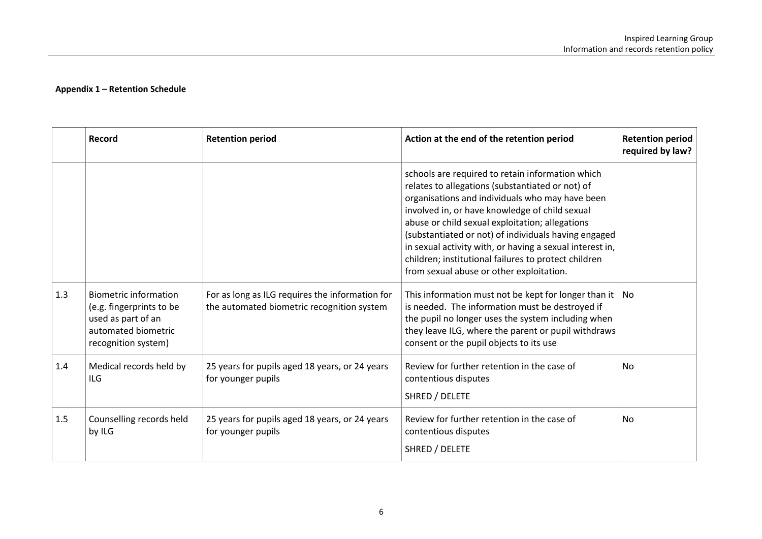**Appendix 1 – Retention Schedule**

| | Record | Retention period | Action at the end of the retention period | Retention period required by law? |
|---|---|---|---|---|
| | | | schools are required to retain information which relates to allegations (substantiated or not) of organisations and individuals who may have been involved in, or have knowledge of child sexual abuse or child sexual exploitation; allegations (substantiated or not) of individuals having engaged in sexual activity with, or having a sexual interest in, children; institutional failures to protect children from sexual abuse or other exploitation. | |
| 1.3 | Biometric information (e.g. fingerprints to be used as part of an automated biometric recognition system) | For as long as ILG requires the information for the automated biometric recognition system | This information must not be kept for longer than it is needed. The information must be destroyed if the pupil no longer uses the system including when they leave ILG, where the parent or pupil withdraws consent or the pupil objects to its use | No |
| 1.4 | Medical records held by ILG | 25 years for pupils aged 18 years, or 24 years for younger pupils | Review for further retention in the case of contentious disputes<br><br>SHRED / DELETE | No |
| 1.5 | Counselling records held by ILG | 25 years for pupils aged 18 years, or 24 years for younger pupils | Review for further retention in the case of contentious disputes<br><br>SHRED / DELETE | No |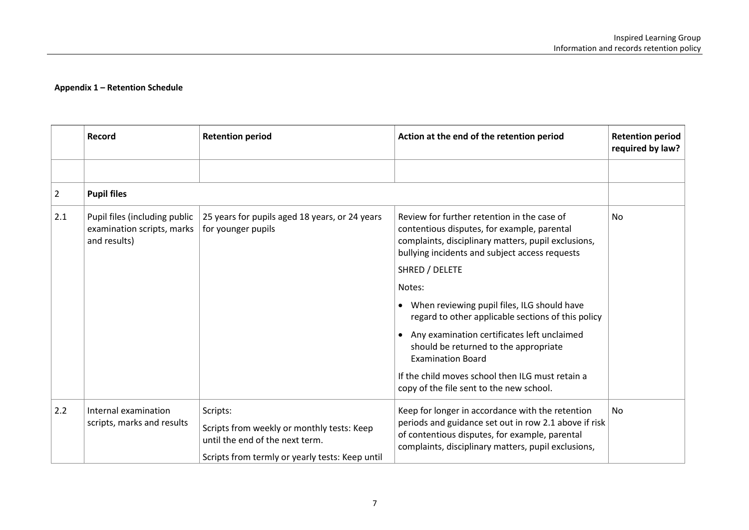**Appendix 1 – Retention Schedule**

| | Record | Retention period | Action at the end of the retention period | Retention period required by law? |
|---|---|---|---|---|
| | | | | |
| 2 | **Pupil files** | | | |
| 2.1 | Pupil files (including public examination scripts, marks and results) | 25 years for pupils aged 18 years, or 24 years for younger pupils | Review for further retention in the case of contentious disputes, for example, parental complaints, disciplinary matters, pupil exclusions, bullying incidents and subject access requests<br><br>SHRED / DELETE<br><br>Notes:<br><br>• When reviewing pupil files, ILG should have regard to other applicable sections of this policy<br><br>• Any examination certificates left unclaimed should be returned to the appropriate Examination Board<br><br>If the child moves school then ILG must retain a copy of the file sent to the new school. | No |
| 2.2 | Internal examination scripts, marks and results | Scripts:<br><br>Scripts from weekly or monthly tests: Keep until the end of the next term.<br><br>Scripts from termly or yearly tests: Keep until | Keep for longer in accordance with the retention periods and guidance set out in row 2.1 above if risk of contentious disputes, for example, parental complaints, disciplinary matters, pupil exclusions, | No |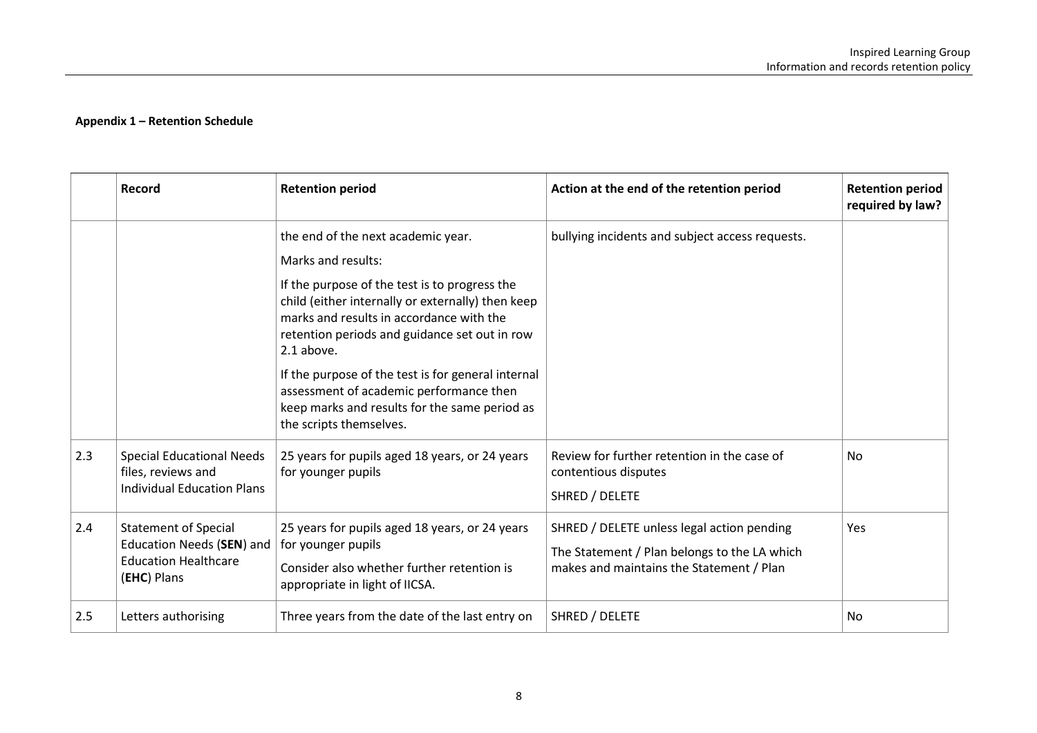**Appendix 1 – Retention Schedule**

| | Record | Retention period | Action at the end of the retention period | Retention period required by law? |
|---|---|---|---|---|
| | | the end of the next academic year.<br><br>Marks and results:<br><br>If the purpose of the test is to progress the child (either internally or externally) then keep marks and results in accordance with the retention periods and guidance set out in row 2.1 above.<br><br>If the purpose of the test is for general internal assessment of academic performance then keep marks and results for the same period as the scripts themselves. | bullying incidents and subject access requests. | |
| 2.3 | Special Educational Needs files, reviews and Individual Education Plans | 25 years for pupils aged 18 years, or 24 years for younger pupils | Review for further retention in the case of contentious disputes<br><br>SHRED / DELETE | No |
| 2.4 | Statement of Special Education Needs (**SEN**) and Education Healthcare (**EHC**) Plans | 25 years for pupils aged 18 years, or 24 years for younger pupils<br><br>Consider also whether further retention is appropriate in light of IICSA. | SHRED / DELETE unless legal action pending<br><br>The Statement / Plan belongs to the LA which makes and maintains the Statement / Plan | Yes |
| 2.5 | Letters authorising | Three years from the date of the last entry on | SHRED / DELETE | No |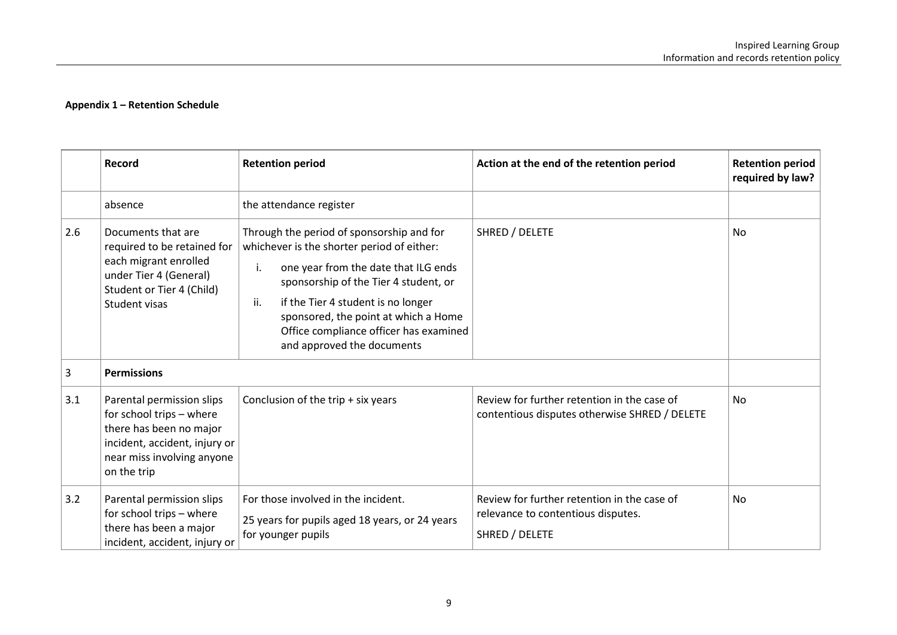**Appendix 1 – Retention Schedule**

| | Record | Retention period | Action at the end of the retention period | Retention period required by law? |
|---|---|---|---|---|
| | absence | the attendance register | | |
| 2.6 | Documents that are required to be retained for each migrant enrolled under Tier 4 (General) Student or Tier 4 (Child) Student visas | Through the period of sponsorship and for whichever is the shorter period of either:<br>i. one year from the date that ILG ends sponsorship of the Tier 4 student, or<br>ii. if the Tier 4 student is no longer sponsored, the point at which a Home Office compliance officer has examined and approved the documents | SHRED / DELETE | No |
| 3 | **Permissions** | | | |
| 3.1 | Parental permission slips for school trips – where there has been no major incident, accident, injury or near miss involving anyone on the trip | Conclusion of the trip + six years | Review for further retention in the case of contentious disputes otherwise SHRED / DELETE | No |
| 3.2 | Parental permission slips for school trips – where there has been a major incident, accident, injury or | For those involved in the incident.<br>25 years for pupils aged 18 years, or 24 years for younger pupils | Review for further retention in the case of relevance to contentious disputes.<br>SHRED / DELETE | No |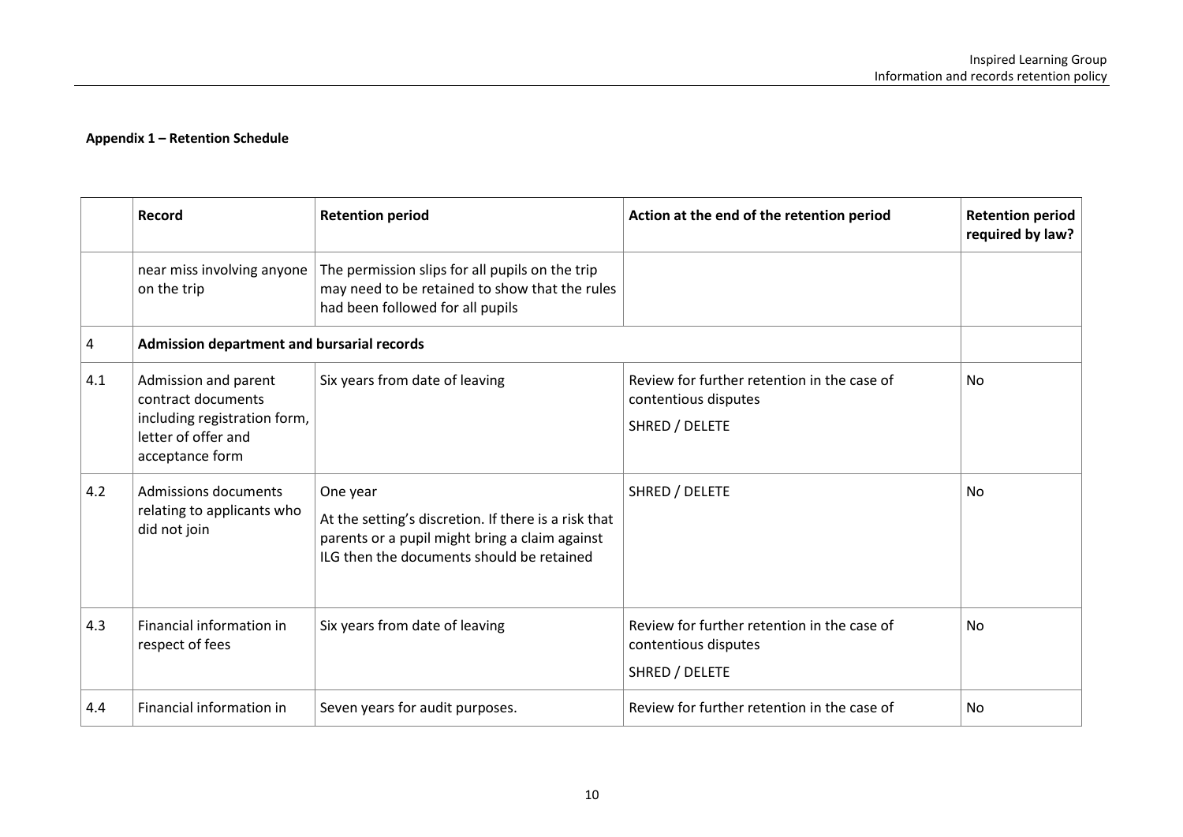**Appendix 1 – Retention Schedule**

| | Record | Retention period | Action at the end of the retention period | Retention period required by law? |
|---|---|---|---|---|
| | near miss involving anyone on the trip | The permission slips for all pupils on the trip may need to be retained to show that the rules had been followed for all pupils | | |
| 4 | **Admission department and bursarial records** | | | |
| 4.1 | Admission and parent contract documents including registration form, letter of offer and acceptance form | Six years from date of leaving | Review for further retention in the case of contentious disputes<br>SHRED / DELETE | No |
| 4.2 | Admissions documents relating to applicants who did not join | One year<br>At the setting's discretion. If there is a risk that parents or a pupil might bring a claim against ILG then the documents should be retained | SHRED / DELETE | No |
| 4.3 | Financial information in respect of fees | Six years from date of leaving | Review for further retention in the case of contentious disputes<br>SHRED / DELETE | No |
| 4.4 | Financial information in | Seven years for audit purposes. | Review for further retention in the case of | No |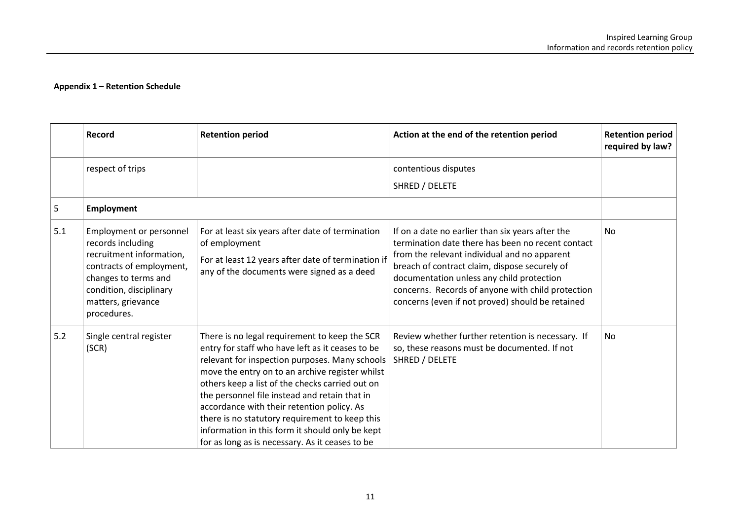**Appendix 1 – Retention Schedule**

| | Record | Retention period | Action at the end of the retention period | Retention period required by law? |
|---|---|---|---|---|
| | respect of trips | | contentious disputes<br>SHRED / DELETE | |
| 5 | **Employment** | | | |
| 5.1 | Employment or personnel records including recruitment information, contracts of employment, changes to terms and condition, disciplinary matters, grievance procedures. | For at least six years after date of termination of employment<br>For at least 12 years after date of termination if any of the documents were signed as a deed | If on a date no earlier than six years after the termination date there has been no recent contact from the relevant individual and no apparent breach of contract claim, dispose securely of documentation unless any child protection concerns. Records of anyone with child protection concerns (even if not proved) should be retained | No |
| 5.2 | Single central register (SCR) | There is no legal requirement to keep the SCR entry for staff who have left as it ceases to be relevant for inspection purposes. Many schools move the entry on to an archive register whilst others keep a list of the checks carried out on the personnel file instead and retain that in accordance with their retention policy. As there is no statutory requirement to keep this information in this form it should only be kept for as long as is necessary. As it ceases to be | Review whether further retention is necessary. If so, these reasons must be documented. If not SHRED / DELETE | No |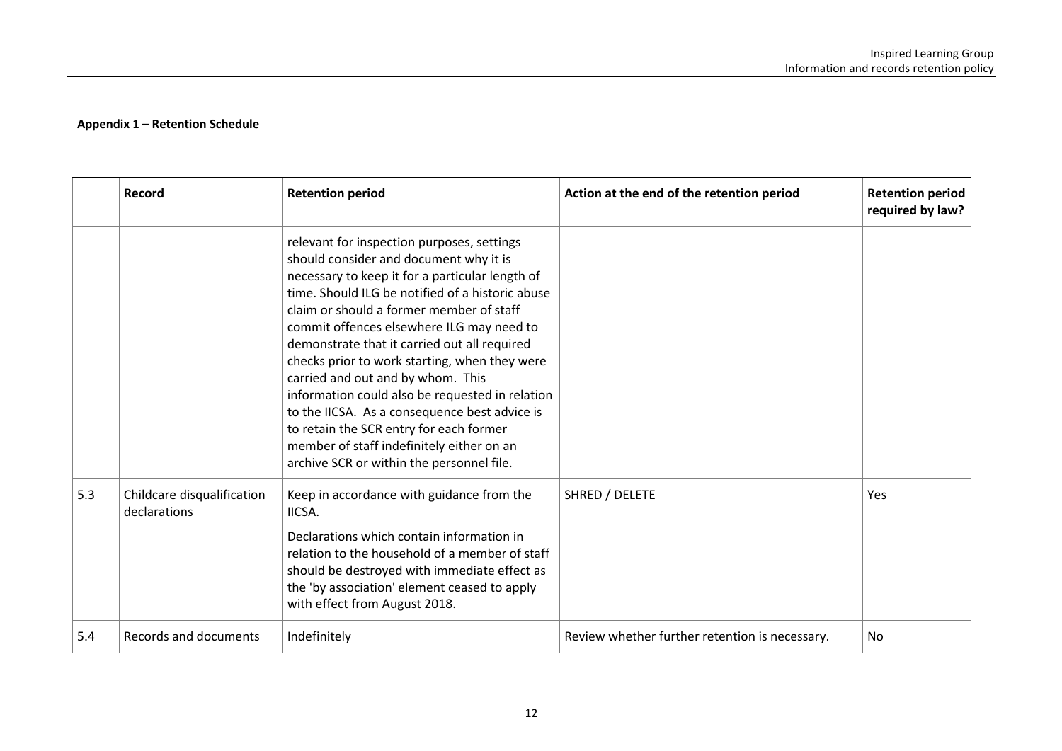**Appendix 1 – Retention Schedule**

| | Record | Retention period | Action at the end of the retention period | Retention period required by law? |
|---|---|---|---|---|
| | | relevant for inspection purposes, settings should consider and document why it is necessary to keep it for a particular length of time. Should ILG be notified of a historic abuse claim or should a former member of staff commit offences elsewhere ILG may need to demonstrate that it carried out all required checks prior to work starting, when they were carried and out and by whom. This information could also be requested in relation to the IICSA. As a consequence best advice is to retain the SCR entry for each former member of staff indefinitely either on an archive SCR or within the personnel file. | | |
| 5.3 | Childcare disqualification declarations | Keep in accordance with guidance from the IICSA.<br><br>Declarations which contain information in relation to the household of a member of staff should be destroyed with immediate effect as the 'by association' element ceased to apply with effect from August 2018. | SHRED / DELETE | Yes |
| 5.4 | Records and documents | Indefinitely | Review whether further retention is necessary. | No |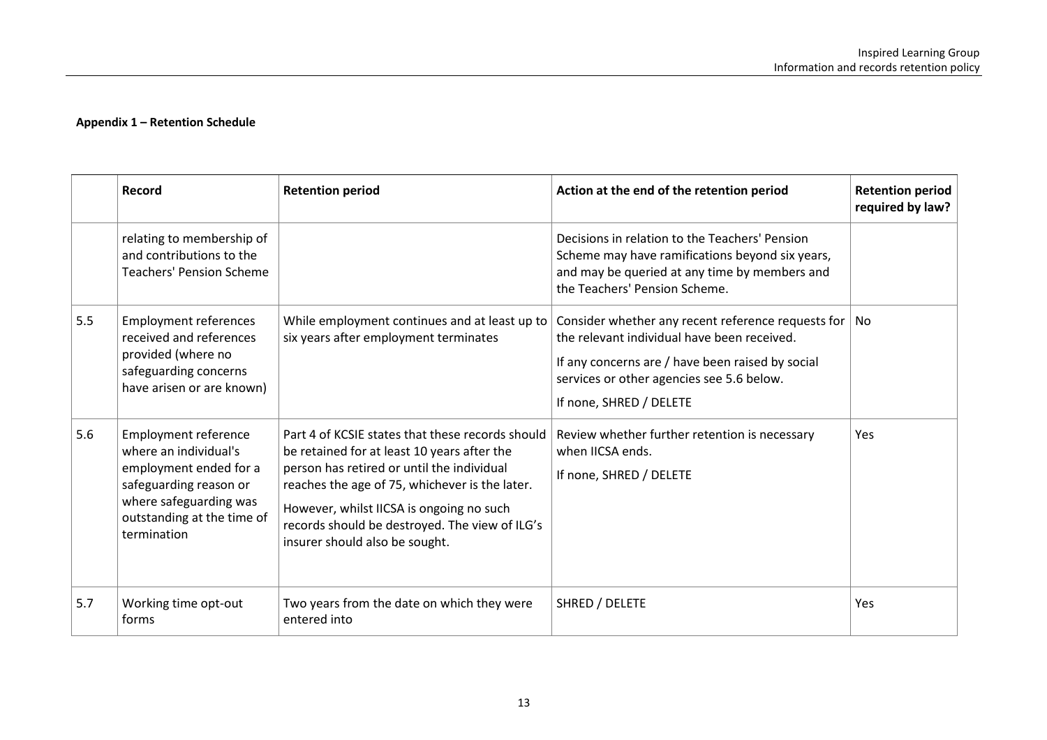**Appendix 1 – Retention Schedule**

| | Record | Retention period | Action at the end of the retention period | Retention period required by law? |
|---|---|---|---|---|
| | relating to membership of and contributions to the Teachers' Pension Scheme | | Decisions in relation to the Teachers' Pension Scheme may have ramifications beyond six years, and may be queried at any time by members and the Teachers' Pension Scheme. | |
| 5.5 | Employment references received and references provided (where no safeguarding concerns have arisen or are known) | While employment continues and at least up to six years after employment terminates | Consider whether any recent reference requests for the relevant individual have been received.<br><br>If any concerns are / have been raised by social services or other agencies see 5.6 below.<br><br>If none, SHRED / DELETE | No |
| 5.6 | Employment reference where an individual's employment ended for a safeguarding reason or where safeguarding was outstanding at the time of termination | Part 4 of KCSIE states that these records should be retained for at least 10 years after the person has retired or until the individual reaches the age of 75, whichever is the later.<br><br>However, whilst IICSA is ongoing no such records should be destroyed. The view of ILG's insurer should also be sought. | Review whether further retention is necessary when IICSA ends.<br><br>If none, SHRED / DELETE | Yes |
| 5.7 | Working time opt-out forms | Two years from the date on which they were entered into | SHRED / DELETE | Yes |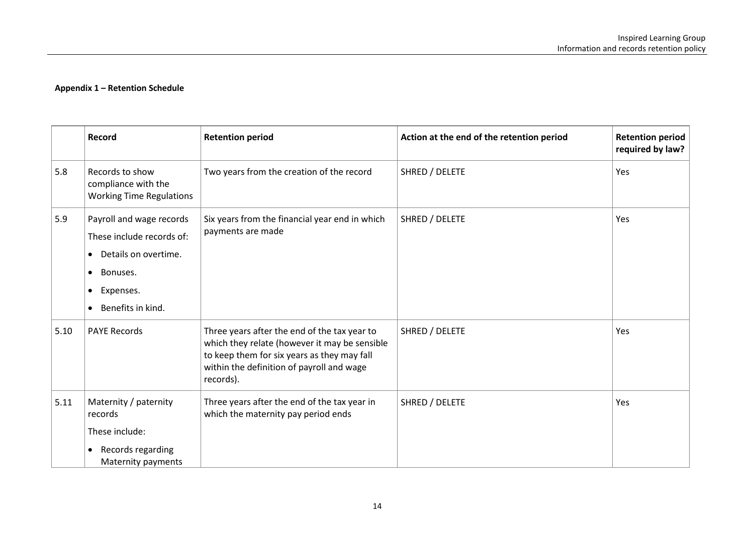**Appendix 1 – Retention Schedule**

| | Record | Retention period | Action at the end of the retention period | Retention period required by law? |
|---|---|---|---|---|
| 5.8 | Records to show compliance with the Working Time Regulations | Two years from the creation of the record | SHRED / DELETE | Yes |
| 5.9 | Payroll and wage records<br>These include records of:<br>• Details on overtime.<br>• Bonuses.<br>• Expenses.<br>• Benefits in kind. | Six years from the financial year end in which payments are made | SHRED / DELETE | Yes |
| 5.10 | PAYE Records | Three years after the end of the tax year to which they relate (however it may be sensible to keep them for six years as they may fall within the definition of payroll and wage records). | SHRED / DELETE | Yes |
| 5.11 | Maternity / paternity records<br>These include:<br>• Records regarding Maternity payments | Three years after the end of the tax year in which the maternity pay period ends | SHRED / DELETE | Yes |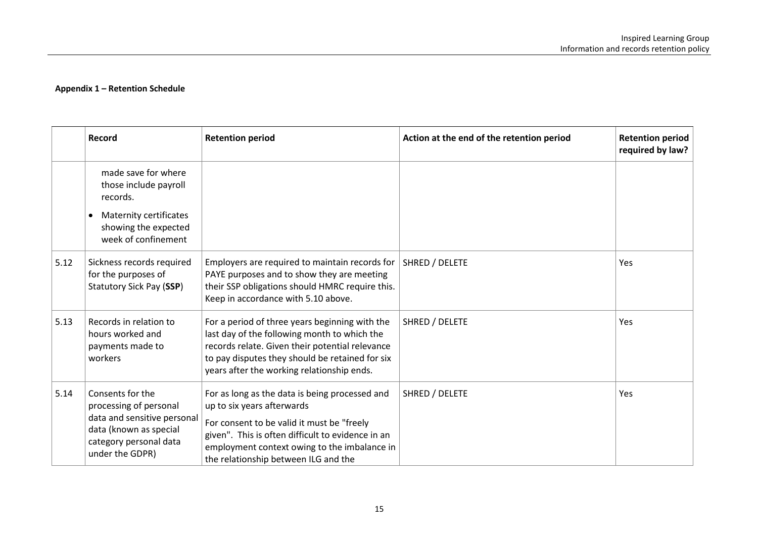**Appendix 1 – Retention Schedule**

| | Record | Retention period | Action at the end of the retention period | Retention period required by law? |
|---|---|---|---|---|
| | made save for where those include payroll records.<br>• Maternity certificates showing the expected week of confinement | | | |
| 5.12 | Sickness records required for the purposes of Statutory Sick Pay (**SSP**) | Employers are required to maintain records for PAYE purposes and to show they are meeting their SSP obligations should HMRC require this. Keep in accordance with 5.10 above. | SHRED / DELETE | Yes |
| 5.13 | Records in relation to hours worked and payments made to workers | For a period of three years beginning with the last day of the following month to which the records relate. Given their potential relevance to pay disputes they should be retained for six years after the working relationship ends. | SHRED / DELETE | Yes |
| 5.14 | Consents for the processing of personal data and sensitive personal data (known as special category personal data under the GDPR) | For as long as the data is being processed and up to six years afterwards<br>For consent to be valid it must be "freely given". This is often difficult to evidence in an employment context owing to the imbalance in the relationship between ILG and the | SHRED / DELETE | Yes |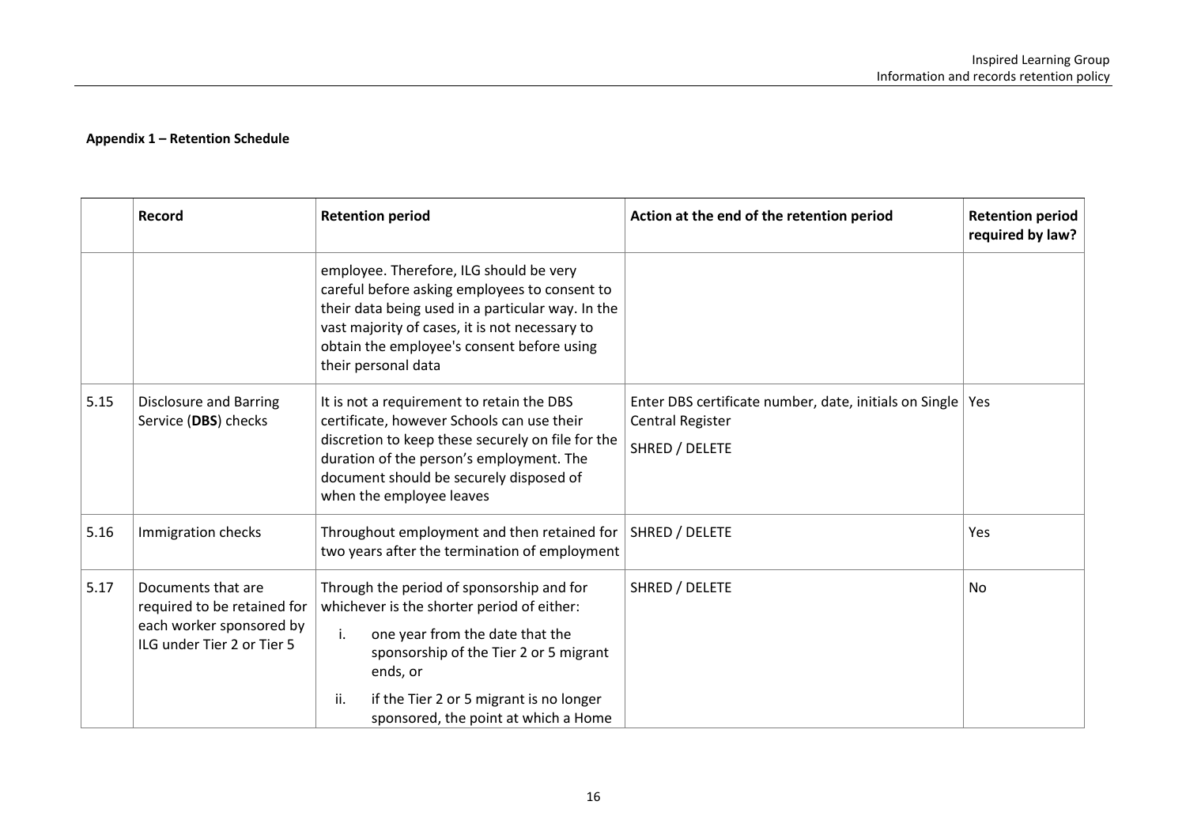**Appendix 1 – Retention Schedule**

| | Record | Retention period | Action at the end of the retention period | Retention period required by law? |
|---|---|---|---|---|
| | | employee. Therefore, ILG should be very careful before asking employees to consent to their data being used in a particular way. In the vast majority of cases, it is not necessary to obtain the employee's consent before using their personal data | | |
| 5.15 | Disclosure and Barring Service (**DBS**) checks | It is not a requirement to retain the DBS certificate, however Schools can use their discretion to keep these securely on file for the duration of the person's employment. The document should be securely disposed of when the employee leaves | Enter DBS certificate number, date, initials on Single Central Register<br>SHRED / DELETE | Yes |
| 5.16 | Immigration checks | Throughout employment and then retained for two years after the termination of employment | SHRED / DELETE | Yes |
| 5.17 | Documents that are required to be retained for each worker sponsored by ILG under Tier 2 or Tier 5 | Through the period of sponsorship and for whichever is the shorter period of either:<br>i. one year from the date that the sponsorship of the Tier 2 or 5 migrant ends, or<br>ii. if the Tier 2 or 5 migrant is no longer sponsored, the point at which a Home | SHRED / DELETE | No |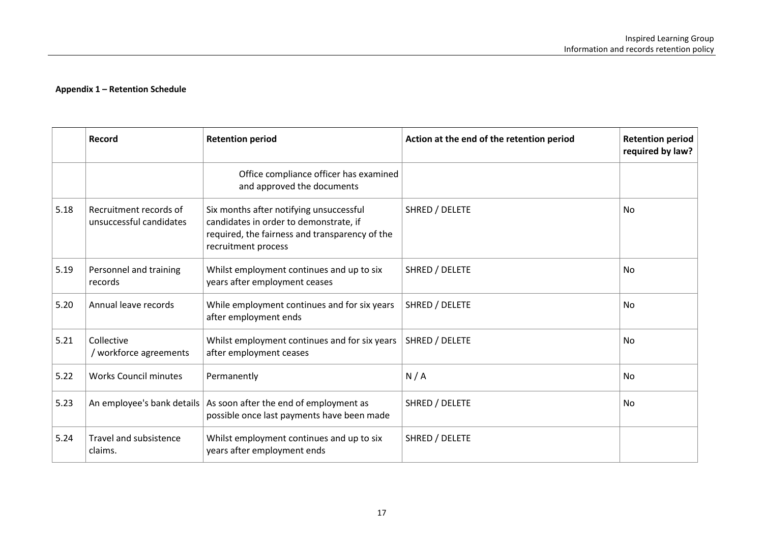**Appendix 1 – Retention Schedule**

| | Record | Retention period | Action at the end of the retention period | Retention period required by law? |
|---|---|---|---|---|
| | | Office compliance officer has examined and approved the documents | | |
| 5.18 | Recruitment records of unsuccessful candidates | Six months after notifying unsuccessful candidates in order to demonstrate, if required, the fairness and transparency of the recruitment process | SHRED / DELETE | No |
| 5.19 | Personnel and training records | Whilst employment continues and up to six years after employment ceases | SHRED / DELETE | No |
| 5.20 | Annual leave records | While employment continues and for six years after employment ends | SHRED / DELETE | No |
| 5.21 | Collective / workforce agreements | Whilst employment continues and for six years after employment ceases | SHRED / DELETE | No |
| 5.22 | Works Council minutes | Permanently | N / A | No |
| 5.23 | An employee's bank details | As soon after the end of employment as possible once last payments have been made | SHRED / DELETE | No |
| 5.24 | Travel and subsistence claims. | Whilst employment continues and up to six years after employment ends | SHRED / DELETE | |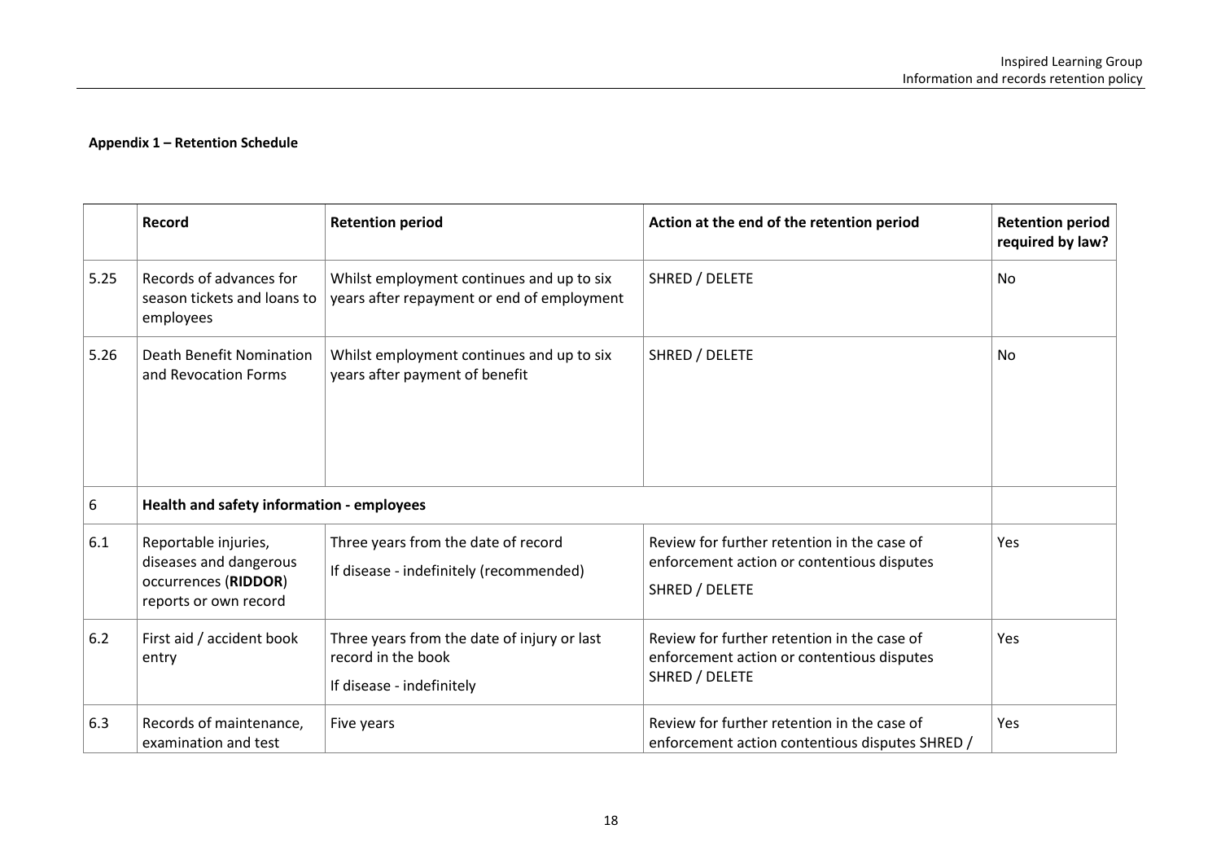**Appendix 1 – Retention Schedule**

| | Record | Retention period | Action at the end of the retention period | Retention period required by law? |
|---|---|---|---|---|
| 5.25 | Records of advances for season tickets and loans to employees | Whilst employment continues and up to six years after repayment or end of employment | SHRED / DELETE | No |
| 5.26 | Death Benefit Nomination and Revocation Forms | Whilst employment continues and up to six years after payment of benefit | SHRED / DELETE | No |
| 6 | **Health and safety information - employees** | | | |
| 6.1 | Reportable injuries, diseases and dangerous occurrences (**RIDDOR**) reports or own record | Three years from the date of record<br>If disease - indefinitely (recommended) | Review for further retention in the case of enforcement action or contentious disputes<br>SHRED / DELETE | Yes |
| 6.2 | First aid / accident book entry | Three years from the date of injury or last record in the book<br>If disease - indefinitely | Review for further retention in the case of enforcement action or contentious disputes SHRED / DELETE | Yes |
| 6.3 | Records of maintenance, examination and test | Five years | Review for further retention in the case of enforcement action contentious disputes SHRED / | Yes |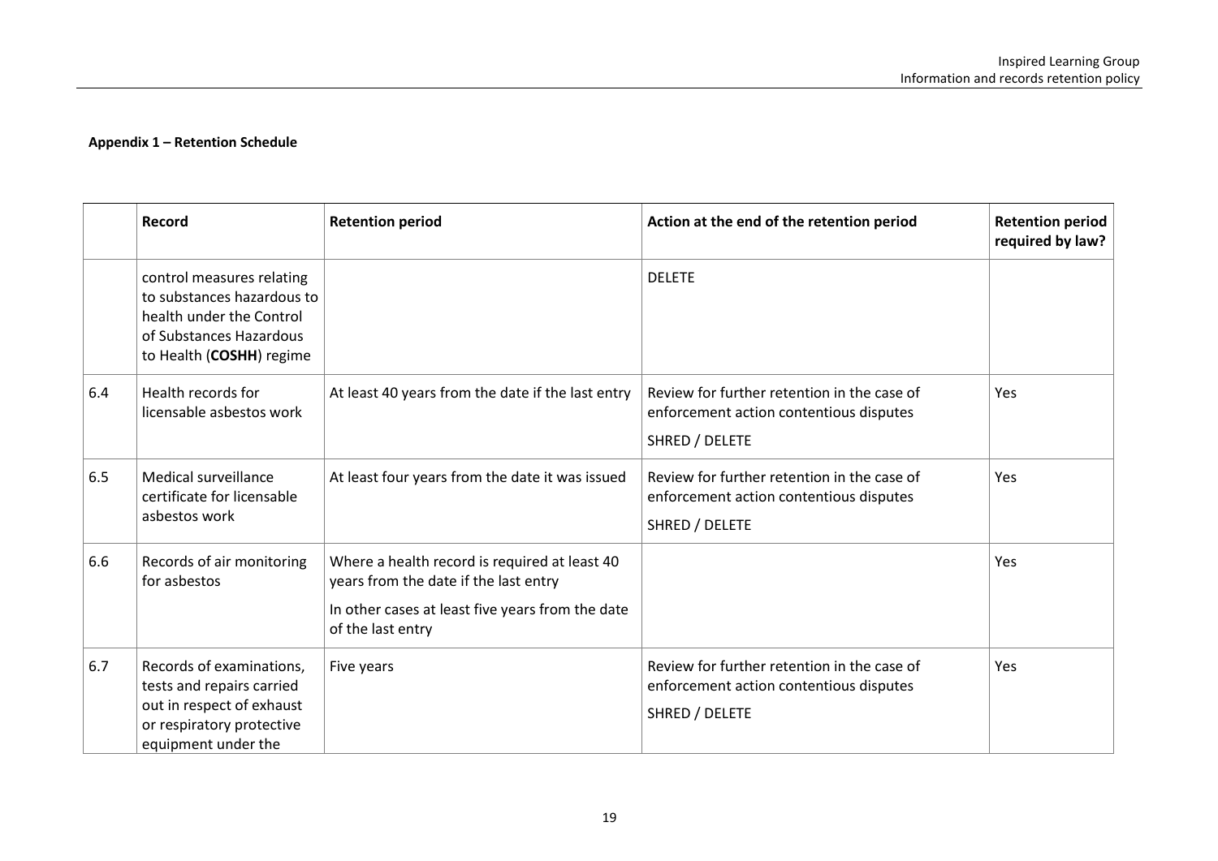**Appendix 1 – Retention Schedule**

| | Record | Retention period | Action at the end of the retention period | Retention period required by law? |
|---|---|---|---|---|
| | control measures relating to substances hazardous to health under the Control of Substances Hazardous to Health (**COSHH**) regime | | DELETE | |
| 6.4 | Health records for licensable asbestos work | At least 40 years from the date if the last entry | Review for further retention in the case of enforcement action contentious disputes<br>SHRED / DELETE | Yes |
| 6.5 | Medical surveillance certificate for licensable asbestos work | At least four years from the date it was issued | Review for further retention in the case of enforcement action contentious disputes<br>SHRED / DELETE | Yes |
| 6.6 | Records of air monitoring for asbestos | Where a health record is required at least 40 years from the date if the last entry<br>In other cases at least five years from the date of the last entry | | Yes |
| 6.7 | Records of examinations, tests and repairs carried out in respect of exhaust or respiratory protective equipment under the | Five years | Review for further retention in the case of enforcement action contentious disputes<br>SHRED / DELETE | Yes |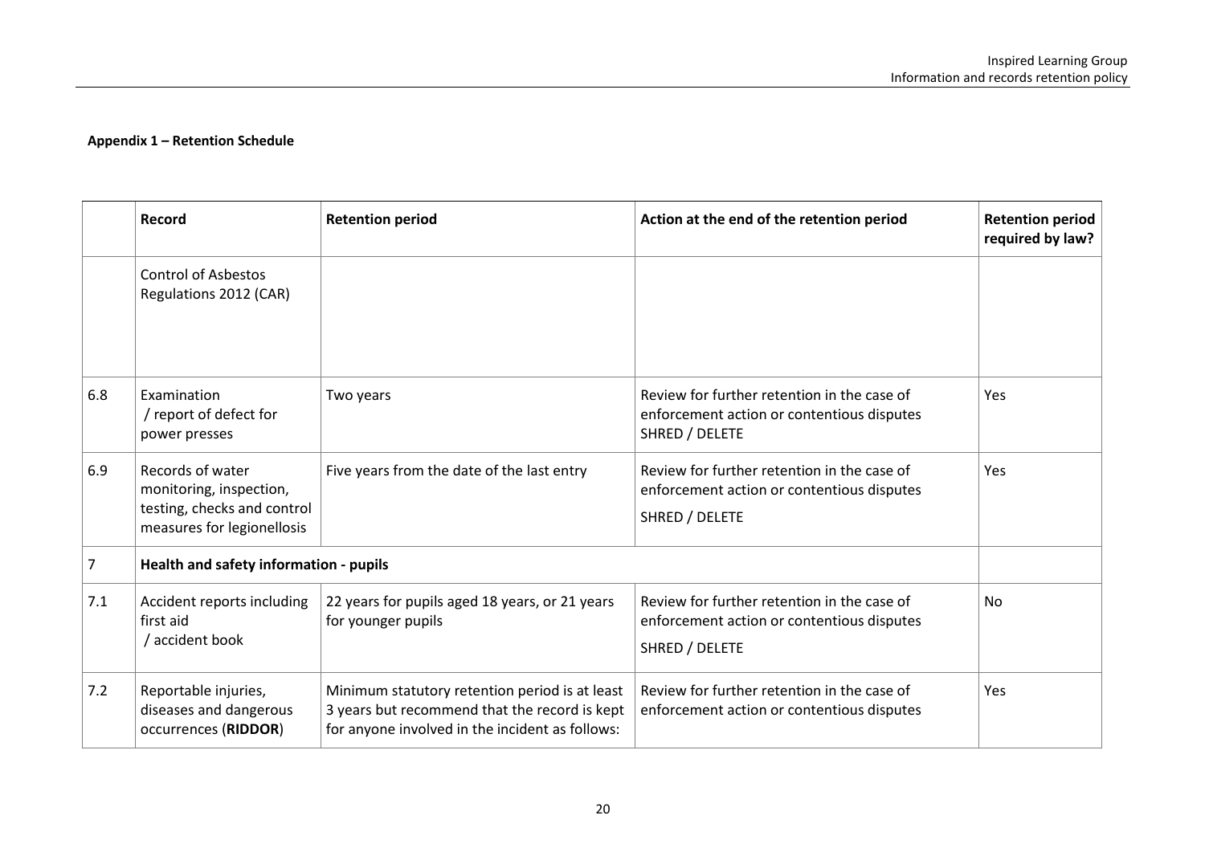**Appendix 1 – Retention Schedule**

| | Record | Retention period | Action at the end of the retention period | Retention period required by law? |
|---|---|---|---|---|
| | Control of Asbestos Regulations 2012 (CAR) | | | |
| 6.8 | Examination / report of defect for power presses | Two years | Review for further retention in the case of enforcement action or contentious disputes SHRED / DELETE | Yes |
| 6.9 | Records of water monitoring, inspection, testing, checks and control measures for legionellosis | Five years from the date of the last entry | Review for further retention in the case of enforcement action or contentious disputes SHRED / DELETE | Yes |
| 7 | **Health and safety information - pupils** | | | |
| 7.1 | Accident reports including first aid / accident book | 22 years for pupils aged 18 years, or 21 years for younger pupils | Review for further retention in the case of enforcement action or contentious disputes SHRED / DELETE | No |
| 7.2 | Reportable injuries, diseases and dangerous occurrences (**RIDDOR**) | Minimum statutory retention period is at least 3 years but recommend that the record is kept for anyone involved in the incident as follows: | Review for further retention in the case of enforcement action or contentious disputes | Yes |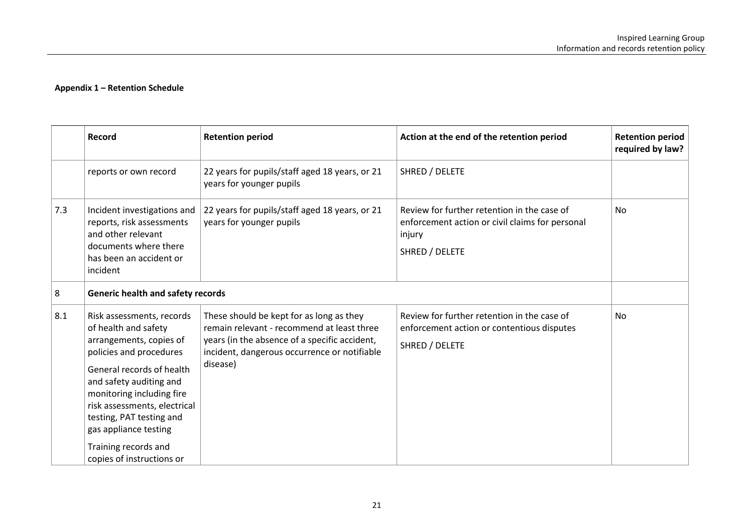**Appendix 1 – Retention Schedule**

| | Record | Retention period | Action at the end of the retention period | Retention period required by law? |
|---|---|---|---|---|
| | reports or own record | 22 years for pupils/staff aged 18 years, or 21 years for younger pupils | SHRED / DELETE | |
| 7.3 | Incident investigations and reports, risk assessments and other relevant documents where there has been an accident or incident | 22 years for pupils/staff aged 18 years, or 21 years for younger pupils | Review for further retention in the case of enforcement action or civil claims for personal injury<br><br>SHRED / DELETE | No |
| 8 | **Generic health and safety records** | | | |
| 8.1 | Risk assessments, records of health and safety arrangements, copies of policies and procedures<br><br>General records of health and safety auditing and monitoring including fire risk assessments, electrical testing, PAT testing and gas appliance testing<br><br>Training records and copies of instructions or | These should be kept for as long as they remain relevant - recommend at least three years (in the absence of a specific accident, incident, dangerous occurrence or notifiable disease) | Review for further retention in the case of enforcement action or contentious disputes<br><br>SHRED / DELETE | No |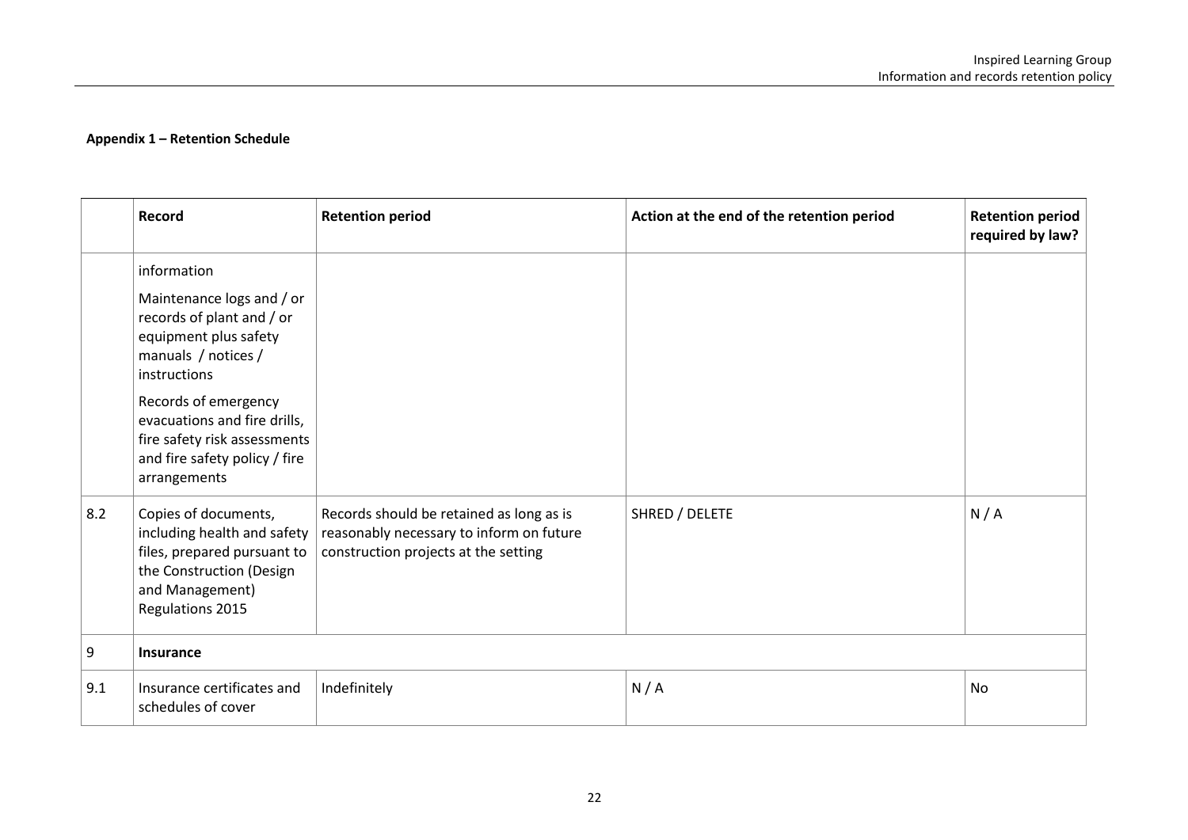**Appendix 1 – Retention Schedule**

| | Record | Retention period | Action at the end of the retention period | Retention period required by law? |
|---|---|---|---|---|
| | information<br><br>Maintenance logs and / or records of plant and / or equipment plus safety manuals / notices / instructions<br><br>Records of emergency evacuations and fire drills, fire safety risk assessments and fire safety policy / fire arrangements | | | |
| 8.2 | Copies of documents, including health and safety files, prepared pursuant to the Construction (Design and Management) Regulations 2015 | Records should be retained as long as is reasonably necessary to inform on future construction projects at the setting | SHRED / DELETE | N / A |
| 9 | **Insurance** | | | |
| 9.1 | Insurance certificates and schedules of cover | Indefinitely | N / A | No |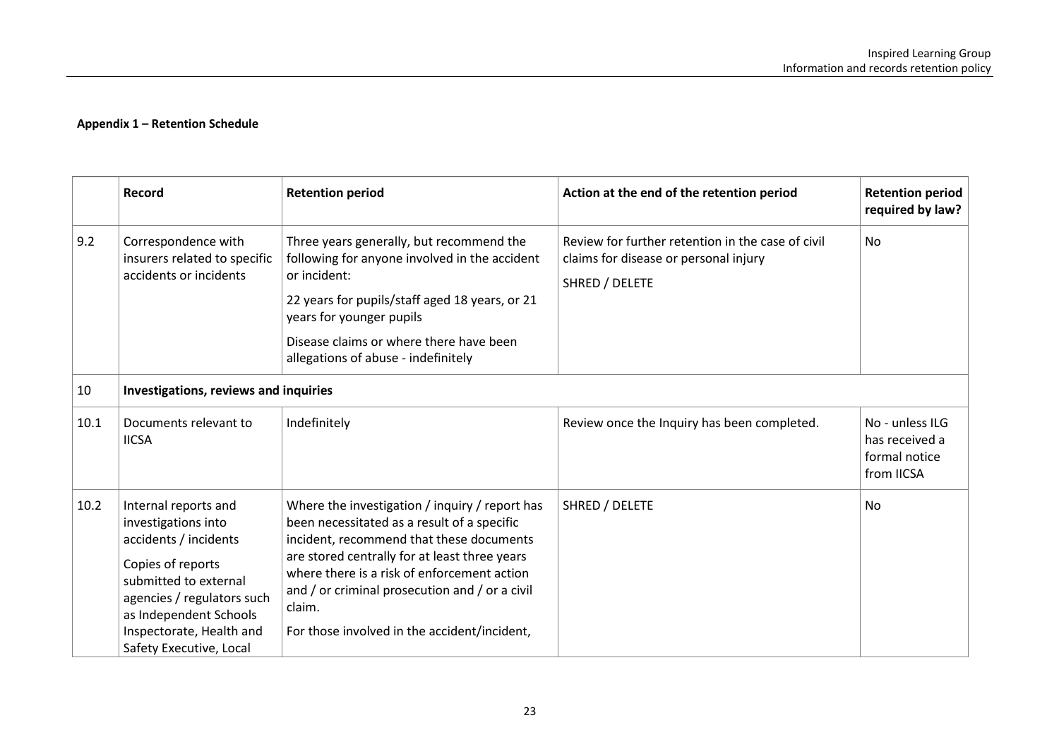**Appendix 1 – Retention Schedule**

| | Record | Retention period | Action at the end of the retention period | Retention period required by law? |
|---|---|---|---|---|
| 9.2 | Correspondence with insurers related to specific accidents or incidents | Three years generally, but recommend the following for anyone involved in the accident or incident:<br><br>22 years for pupils/staff aged 18 years, or 21 years for younger pupils<br><br>Disease claims or where there have been allegations of abuse - indefinitely | Review for further retention in the case of civil claims for disease or personal injury<br><br>SHRED / DELETE | No |
| 10 | **Investigations, reviews and inquiries** | | | |
| 10.1 | Documents relevant to IICSA | Indefinitely | Review once the Inquiry has been completed. | No - unless ILG has received a formal notice from IICSA |
| 10.2 | Internal reports and investigations into accidents / incidents<br><br>Copies of reports submitted to external agencies / regulators such as Independent Schools Inspectorate, Health and Safety Executive, Local | Where the investigation / inquiry / report has been necessitated as a result of a specific incident, recommend that these documents are stored centrally for at least three years where there is a risk of enforcement action and / or criminal prosecution and / or a civil claim.<br><br>For those involved in the accident/incident, | SHRED / DELETE | No |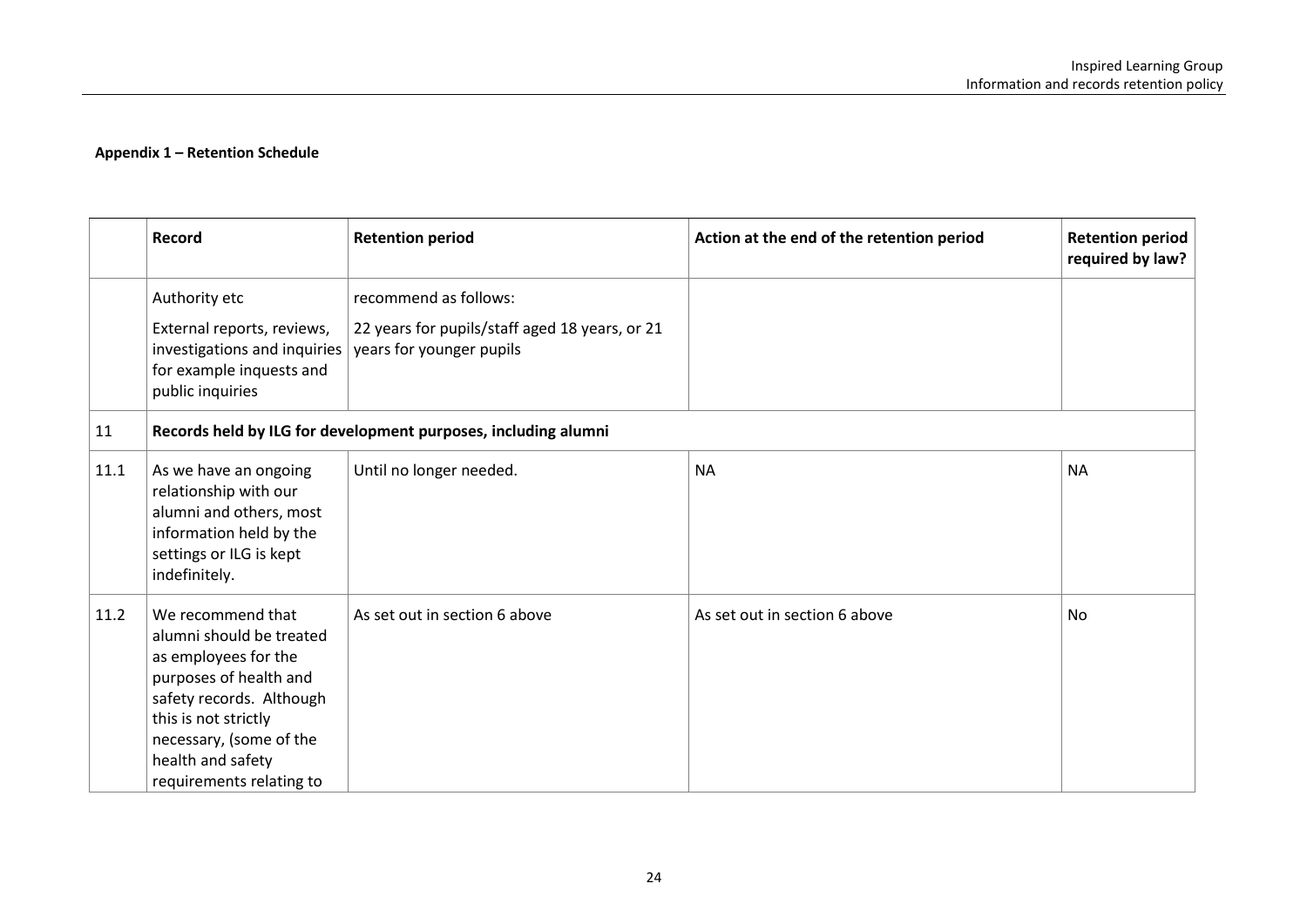**Appendix 1 – Retention Schedule**

| | Record | Retention period | Action at the end of the retention period | Retention period required by law? |
|---|---|---|---|---|
| | Authority etc<br><br>External reports, reviews, investigations and inquiries for example inquests and public inquiries | recommend as follows:<br><br>22 years for pupils/staff aged 18 years, or 21 years for younger pupils | | |
| 11 | **Records held by ILG for development purposes, including alumni** | | | |
| 11.1 | As we have an ongoing relationship with our alumni and others, most information held by the settings or ILG is kept indefinitely. | Until no longer needed. | NA | NA |
| 11.2 | We recommend that alumni should be treated as employees for the purposes of health and safety records. Although this is not strictly necessary, (some of the health and safety requirements relating to | As set out in section 6 above | As set out in section 6 above | No |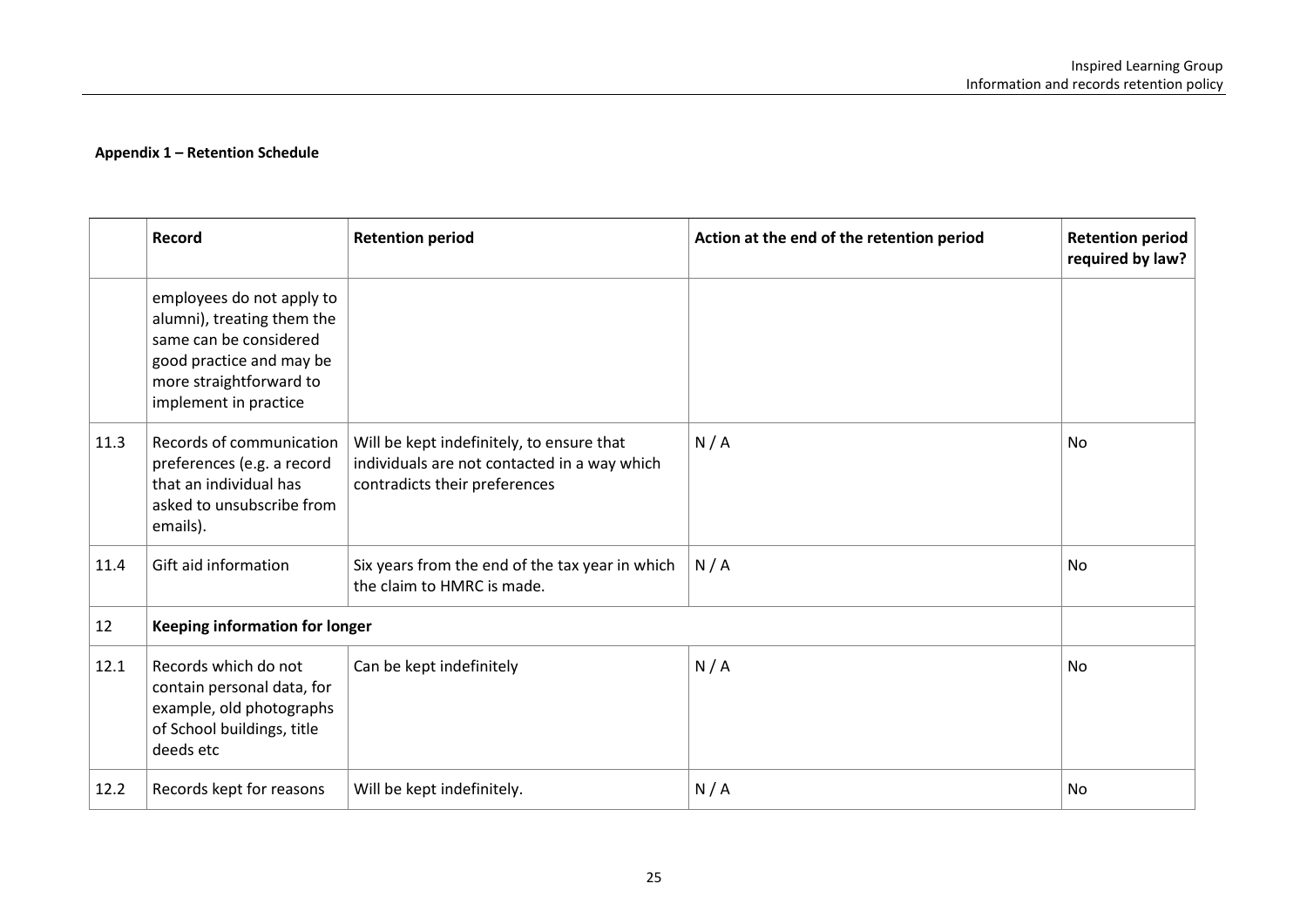**Appendix 1 – Retention Schedule**

| | Record | Retention period | Action at the end of the retention period | Retention period required by law? |
|---|---|---|---|---|
| | employees do not apply to alumni), treating them the same can be considered good practice and may be more straightforward to implement in practice | | | |
| 11.3 | Records of communication preferences (e.g. a record that an individual has asked to unsubscribe from emails). | Will be kept indefinitely, to ensure that individuals are not contacted in a way which contradicts their preferences | N / A | No |
| 11.4 | Gift aid information | Six years from the end of the tax year in which the claim to HMRC is made. | N / A | No |
| 12 | **Keeping information for longer** | | | |
| 12.1 | Records which do not contain personal data, for example, old photographs of School buildings, title deeds etc | Can be kept indefinitely | N / A | No |
| 12.2 | Records kept for reasons | Will be kept indefinitely. | N / A | No |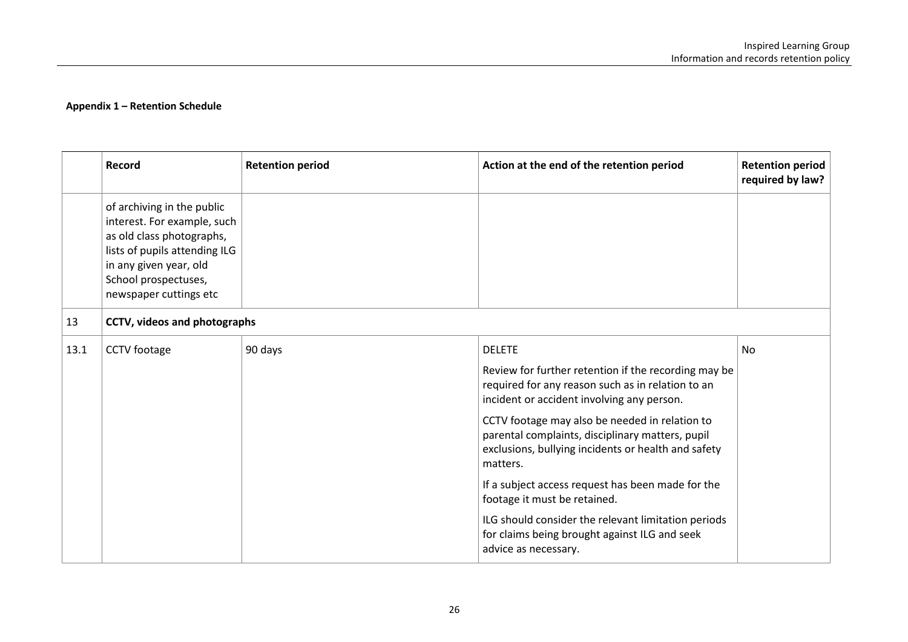**Appendix 1 – Retention Schedule**

| | Record | Retention period | Action at the end of the retention period | Retention period required by law? |
|---|---|---|---|---|
| | of archiving in the public interest. For example, such as old class photographs, lists of pupils attending ILG in any given year, old School prospectuses, newspaper cuttings etc | | | |
| 13 | **CCTV, videos and photographs** | | | |
| 13.1 | CCTV footage | 90 days | DELETE<br><br>Review for further retention if the recording may be required for any reason such as in relation to an incident or accident involving any person.<br><br>CCTV footage may also be needed in relation to parental complaints, disciplinary matters, pupil exclusions, bullying incidents or health and safety matters.<br><br>If a subject access request has been made for the footage it must be retained.<br><br>ILG should consider the relevant limitation periods for claims being brought against ILG and seek advice as necessary. | No |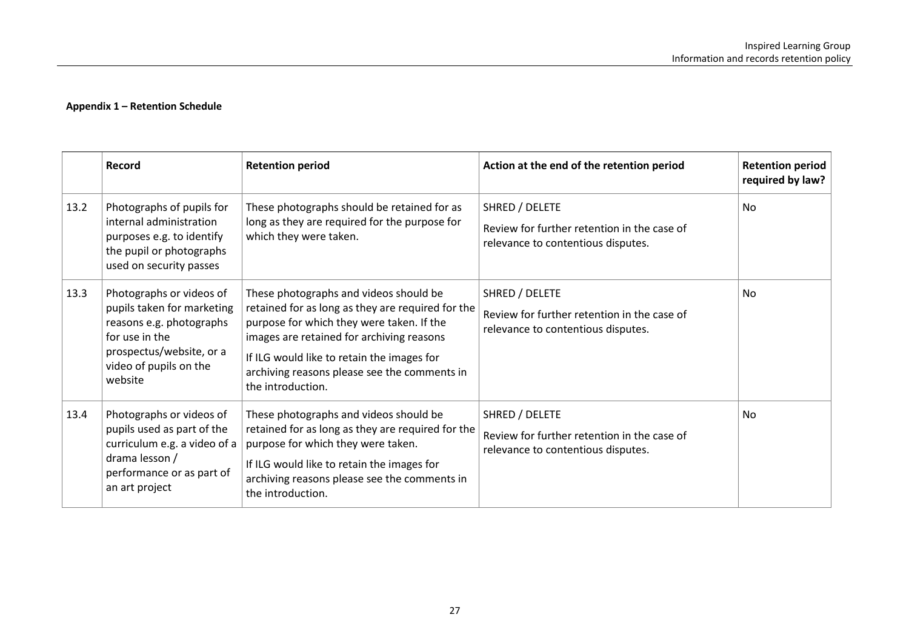**Appendix 1 – Retention Schedule**

| | Record | Retention period | Action at the end of the retention period | Retention period required by law? |
|---|---|---|---|---|
| 13.2 | Photographs of pupils for internal administration purposes e.g. to identify the pupil or photographs used on security passes | These photographs should be retained for as long as they are required for the purpose for which they were taken. | SHRED / DELETE<br>Review for further retention in the case of relevance to contentious disputes. | No |
| 13.3 | Photographs or videos of pupils taken for marketing reasons e.g. photographs for use in the prospectus/website, or a video of pupils on the website | These photographs and videos should be retained for as long as they are required for the purpose for which they were taken. If the images are retained for archiving reasons<br>If ILG would like to retain the images for archiving reasons please see the comments in the introduction. | SHRED / DELETE<br>Review for further retention in the case of relevance to contentious disputes. | No |
| 13.4 | Photographs or videos of pupils used as part of the curriculum e.g. a video of a drama lesson / performance or as part of an art project | These photographs and videos should be retained for as long as they are required for the purpose for which they were taken.<br>If ILG would like to retain the images for archiving reasons please see the comments in the introduction. | SHRED / DELETE<br>Review for further retention in the case of relevance to contentious disputes. | No |